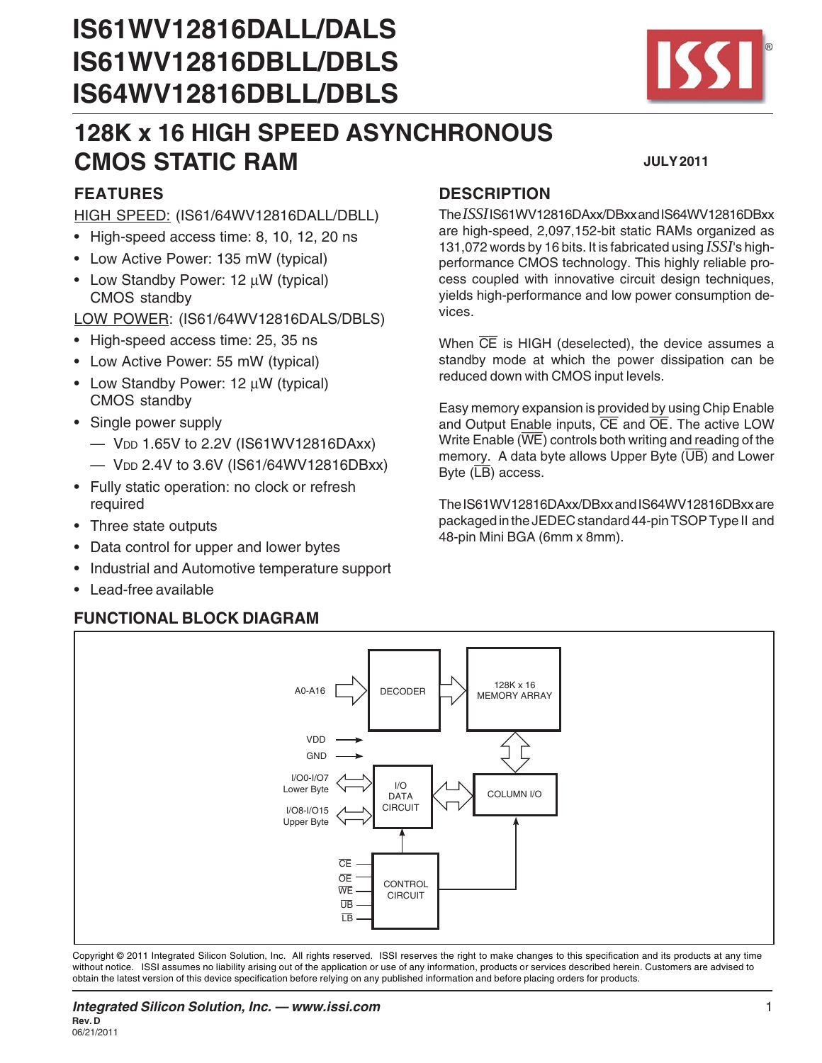# IS61WV12816DALL/DALS
# IS61WV12816DBLL/DBLS
# IS64WV12816DBLL/DBLS

## 128K x 16 HIGH SPEED ASYNCHRONOUS CMOS STATIC RAM

**JULY 2011**

## FEATURES

HIGH SPEED: (IS61/64WV12816DALL/DBLL)

- High-speed access time: 8, 10, 12, 20 ns
- Low Active Power: 135 mW (typical)
- Low Standby Power: 12 µW (typical) CMOS standby

LOW POWER: (IS61/64WV12816DALS/DBLS)

- High-speed access time: 25, 35 ns
- Low Active Power: 55 mW (typical)
- Low Standby Power: 12 µW (typical) CMOS standby
- Single power supply
  - — $V_{DD}$ 1.65V to 2.2V (IS61WV12816DAxx)
  - — $V_{DD}$ 2.4V to 3.6V (IS61/64WV12816DBxx)
- Fully static operation: no clock or refresh required
- Three state outputs
- Data control for upper and lower bytes
- Industrial and Automotive temperature support
- Lead-free available

## DESCRIPTION

The *ISSI* IS61WV12816DAxx/DBxx and IS64WV12816DBxx are high-speed, 2,097,152-bit static RAMs organized as 131,072 words by 16 bits. It is fabricated using *ISSI*'s high-performance CMOS technology. This highly reliable process coupled with innovative circuit design techniques, yields high-performance and low power consumption devices.

When $\overline{CE}$ is HIGH (deselected), the device assumes a standby mode at which the power dissipation can be reduced down with CMOS input levels.

Easy memory expansion is provided by using Chip Enable and Output Enable inputs, $\overline{CE}$ and $\overline{OE}$. The active LOW Write Enable ($\overline{WE}$) controls both writing and reading of the memory. A data byte allows Upper Byte ($\overline{UB}$) and Lower Byte ($\overline{LB}$) access.

The IS61WV12816DAxx/DBxx and IS64WV12816DBxx are packaged in the JEDEC standard 44-pin TSOP Type II and 48-pin Mini BGA (6mm x 8mm).

## FUNCTIONAL BLOCK DIAGRAM

A0-A16, DECODER, 128K x 16 MEMORY ARRAY, VDD, GND, I/O0-I/O7 Lower Byte, I/O8-I/O15 Upper Byte, I/O DATA CIRCUIT, COLUMN I/O, $\overline{CE}$, $\overline{OE}$, $\overline{WE}$, $\overline{UB}$, $\overline{LB}$, CONTROL CIRCUIT

Copyright © 2011 Integrated Silicon Solution, Inc. All rights reserved. ISSI reserves the right to make changes to this specification and its products at any time without notice. ISSI assumes no liability arising out of the application or use of any information, products or services described herein. Customers are advised to obtain the latest version of this device specification before relying on any published information and before placing orders for products.

*Integrated Silicon Solution, Inc. — www.issi.com*
Rev. D
06/21/2011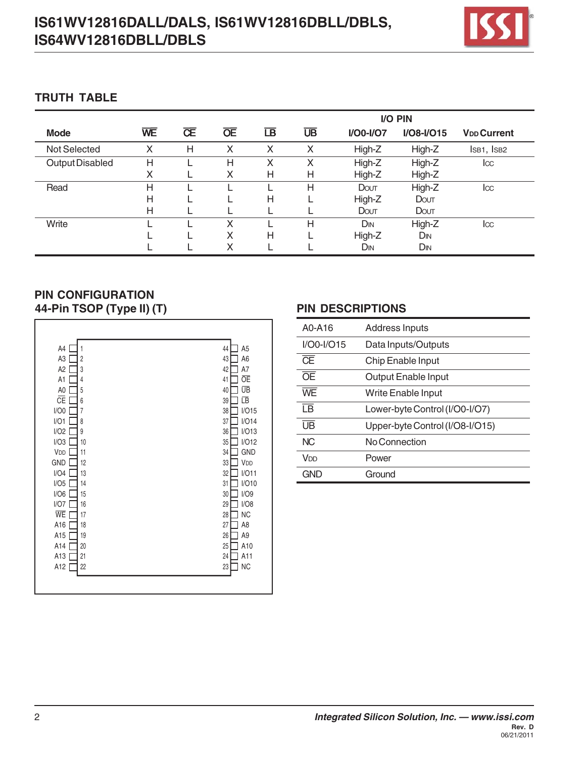## TRUTH TABLE

| Mode | WE | CE | OE | LB | UB | I/O PIN I/O0-I/O7 | I/O PIN I/O8-I/O15 | $V_{DD}$ Current |
|---|---|---|---|---|---|---|---|---|
| Not Selected | X | H | X | X | X | High-Z | High-Z | $I_{SB1}$, $I_{SB2}$ |
| Output Disabled | H | L | H | X | X | High-Z | High-Z | $I_{CC}$ |
| | X | L | X | H | H | High-Z | High-Z | |
| Read | H | L | L | L | H | DOUT | High-Z | $I_{CC}$ |
| | H | L | L | H | L | High-Z | DOUT | |
| | H | L | L | L | L | DOUT | DOUT | |
| Write | L | L | X | L | H | DIN | High-Z | $I_{CC}$ |
| | L | L | X | H | L | High-Z | DIN | |
| | L | L | X | L | L | DIN | DIN | |

## PIN CONFIGURATION
### 44-Pin TSOP (Type II) (T)

| Pin Name | Pin # | Pin # | Pin Name |
|---|---|---|---|
| A4 | 1 | 44 | A5 |
| A3 | 2 | 43 | A6 |
| A2 | 3 | 42 | A7 |
| A1 | 4 | 41 | OE |
| A0 | 5 | 40 | UB |
| CE | 6 | 39 | LB |
| I/O0 | 7 | 38 | I/O15 |
| I/O1 | 8 | 37 | I/O14 |
| I/O2 | 9 | 36 | I/O13 |
| I/O3 | 10 | 35 | I/O12 |
| VDD | 11 | 34 | GND |
| GND | 12 | 33 | VDD |
| I/O4 | 13 | 32 | I/O11 |
| I/O5 | 14 | 31 | I/O10 |
| I/O6 | 15 | 30 | I/O9 |
| I/O7 | 16 | 29 | I/O8 |
| WE | 17 | 28 | NC |
| A16 | 18 | 27 | A8 |
| A15 | 19 | 26 | A9 |
| A14 | 20 | 25 | A10 |
| A13 | 21 | 24 | A11 |
| A12 | 22 | 23 | NC |

## PIN DESCRIPTIONS

| Pin | Description |
|---|---|
| A0-A16 | Address Inputs |
| I/O0-I/O15 | Data Inputs/Outputs |
| CE | Chip Enable Input |
| OE | Output Enable Input |
| WE | Write Enable Input |
| LB | Lower-byte Control (I/O0-I/O7) |
| UB | Upper-byte Control (I/O8-I/O15) |
| NC | No Connection |
| VDD | Power |
| GND | Ground |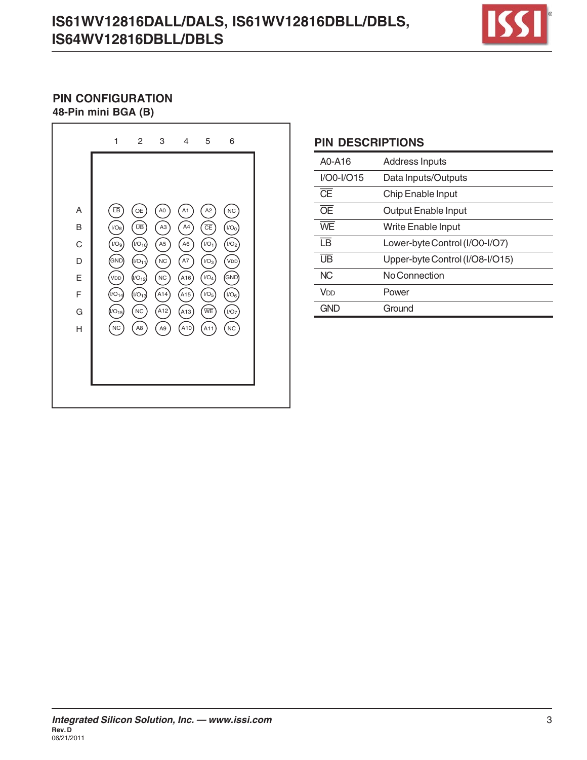## PIN CONFIGURATION

### 48-Pin mini BGA (B)

| | 1 | 2 | 3 | 4 | 5 | 6 |
|---|---|---|---|---|---|---|
| A | $\overline{LB}$ | $\overline{OE}$ | A0 | A1 | A2 | NC |
| B | I/O8 | $\overline{UB}$ | A3 | A4 | $\overline{CE}$ | I/O0 |
| C | I/O9 | I/O10 | A5 | A6 | I/O1 | I/O2 |
| D | GND | I/O11 | NC | A7 | I/O3 | VDD |
| E | VDD | I/O12 | NC | A16 | I/O4 | GND |
| F | I/O14 | I/O13 | A14 | A15 | I/O5 | I/O6 |
| G | I/O15 | NC | A12 | A13 | $\overline{WE}$ | I/O7 |
| H | NC | A8 | A9 | A10 | A11 | NC |

## PIN DESCRIPTIONS

| | |
|---|---|
| A0-A16 | Address Inputs |
| I/O0-I/O15 | Data Inputs/Outputs |
| $\overline{CE}$ | Chip Enable Input |
| $\overline{OE}$ | Output Enable Input |
| $\overline{WE}$ | Write Enable Input |
| $\overline{LB}$ | Lower-byte Control (I/O0-I/O7) |
| $\overline{UB}$ | Upper-byte Control (I/O8-I/O15) |
| NC | No Connection |
| VDD | Power |
| GND | Ground |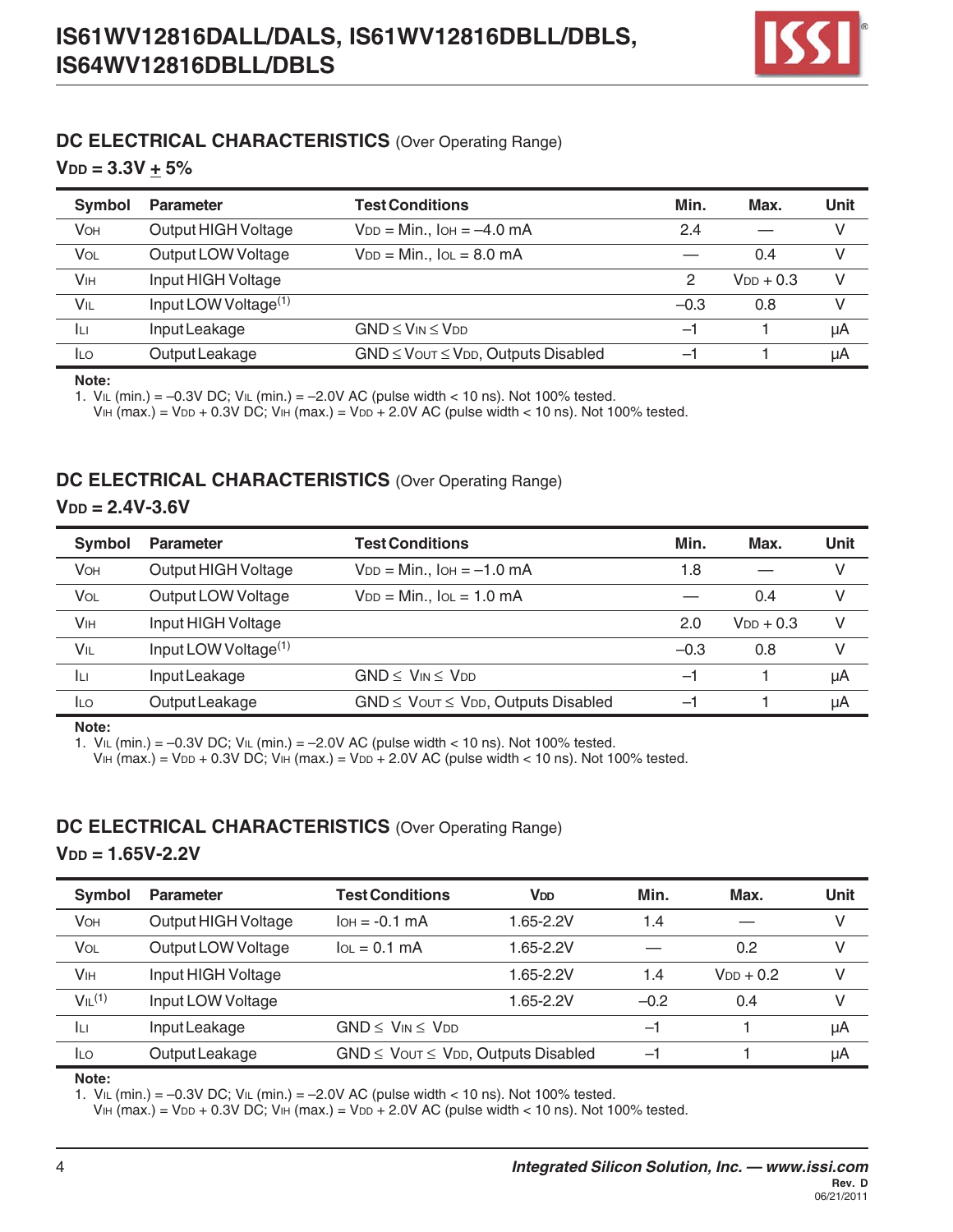## DC ELECTRICAL CHARACTERISTICS (Over Operating Range)

### $V_{DD}$ = 3.3V ± 5%

| Symbol | Parameter | Test Conditions | Min. | Max. | Unit |
|---|---|---|---|---|---|
| $V_{OH}$ | Output HIGH Voltage | $V_{DD}$ = Min., $I_{OH}$ = –4.0 mA | 2.4 | — | V |
| $V_{OL}$ | Output LOW Voltage | $V_{DD}$ = Min., $I_{OL}$ = 8.0 mA | — | 0.4 | V |
| $V_{IH}$ | Input HIGH Voltage | | 2 | $V_{DD}$ + 0.3 | V |
| $V_{IL}$ | Input LOW Voltage[1] | | –0.3 | 0.8 | V |
| $I_{LI}$ | Input Leakage | GND ≤ $V_{IN}$ ≤ $V_{DD}$ | –1 | 1 | µA |
| $I_{LO}$ | Output Leakage | GND ≤ $V_{OUT}$ ≤ $V_{DD}$, Outputs Disabled | –1 | 1 | µA |

**Note:**

1. $V_{IL}$ (min.) = –0.3V DC; $V_{IL}$ (min.) = –2.0V AC (pulse width < 10 ns). Not 100% tested.
   $V_{IH}$ (max.) = $V_{DD}$ + 0.3V DC; $V_{IH}$ (max.) = $V_{DD}$ + 2.0V AC (pulse width < 10 ns). Not 100% tested.

## DC ELECTRICAL CHARACTERISTICS (Over Operating Range)

### $V_{DD}$ = 2.4V-3.6V

| Symbol | Parameter | Test Conditions | Min. | Max. | Unit |
|---|---|---|---|---|---|
| $V_{OH}$ | Output HIGH Voltage | $V_{DD}$ = Min., $I_{OH}$ = –1.0 mA | 1.8 | — | V |
| $V_{OL}$ | Output LOW Voltage | $V_{DD}$ = Min., $I_{OL}$ = 1.0 mA | — | 0.4 | V |
| $V_{IH}$ | Input HIGH Voltage | | 2.0 | $V_{DD}$ + 0.3 | V |
| $V_{IL}$ | Input LOW Voltage[1] | | –0.3 | 0.8 | V |
| $I_{LI}$ | Input Leakage | GND ≤ $V_{IN}$ ≤ $V_{DD}$ | –1 | 1 | µA |
| $I_{LO}$ | Output Leakage | GND ≤ $V_{OUT}$ ≤ $V_{DD}$, Outputs Disabled | –1 | 1 | µA |

**Note:**

1. $V_{IL}$ (min.) = –0.3V DC; $V_{IL}$ (min.) = –2.0V AC (pulse width < 10 ns). Not 100% tested.
   $V_{IH}$ (max.) = $V_{DD}$ + 0.3V DC; $V_{IH}$ (max.) = $V_{DD}$ + 2.0V AC (pulse width < 10 ns). Not 100% tested.

## DC ELECTRICAL CHARACTERISTICS (Over Operating Range)

### $V_{DD}$ = 1.65V-2.2V

| Symbol | Parameter | Test Conditions | $V_{DD}$ | Min. | Max. | Unit |
|---|---|---|---|---|---|---|
| $V_{OH}$ | Output HIGH Voltage | $I_{OH}$ = -0.1 mA | 1.65-2.2V | 1.4 | — | V |
| $V_{OL}$ | Output LOW Voltage | $I_{OL}$ = 0.1 mA | 1.65-2.2V | — | 0.2 | V |
| $V_{IH}$ | Input HIGH Voltage | | 1.65-2.2V | 1.4 | $V_{DD}$ + 0.2 | V |
| $V_{IL}$[1] | Input LOW Voltage | | 1.65-2.2V | –0.2 | 0.4 | V |
| $I_{LI}$ | Input Leakage | GND ≤ $V_{IN}$ ≤ $V_{DD}$ | | –1 | 1 | µA |
| $I_{LO}$ | Output Leakage | GND ≤ $V_{OUT}$ ≤ $V_{DD}$, Outputs Disabled | | –1 | 1 | µA |

**Note:**

1. $V_{IL}$ (min.) = –0.3V DC; $V_{IL}$ (min.) = –2.0V AC (pulse width < 10 ns). Not 100% tested.
   $V_{IH}$ (max.) = $V_{DD}$ + 0.3V DC; $V_{IH}$ (max.) = $V_{DD}$ + 2.0V AC (pulse width < 10 ns). Not 100% tested.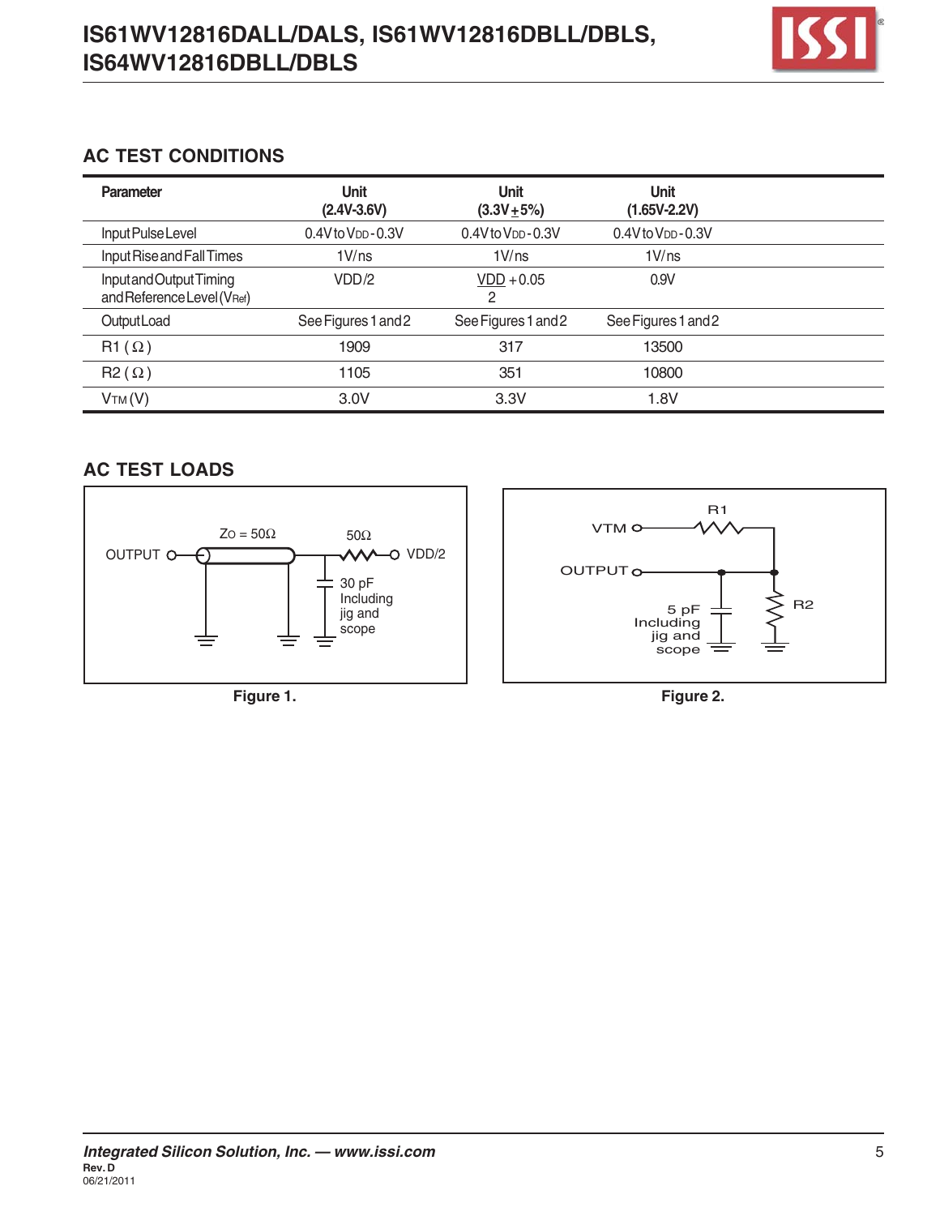## AC TEST CONDITIONS

| Parameter | Unit (2.4V-3.6V) | Unit (3.3V ± 5%) | Unit (1.65V-2.2V) |
|---|---|---|---|
| Input Pulse Level | 0.4V to $V_{DD}$ - 0.3V | 0.4V to $V_{DD}$ - 0.3V | 0.4V to $V_{DD}$ - 0.3V |
| Input Rise and Fall Times | 1V/ns | 1V/ns | 1V/ns |
| Input and Output Timing and Reference Level ($V_{Ref}$) | VDD/2 | $\frac{VDD}{2}$ + 0.05 | 0.9V |
| Output Load | See Figures 1 and 2 | See Figures 1 and 2 | See Figures 1 and 2 |
| R1 ( Ω ) | 1909 | 317 | 13500 |
| R2 ( Ω ) | 1105 | 351 | 10800 |
| $V_{TM}$ (V) | 3.0V | 3.3V | 1.8V |

## AC TEST LOADS

Figure 1.

Figure 2.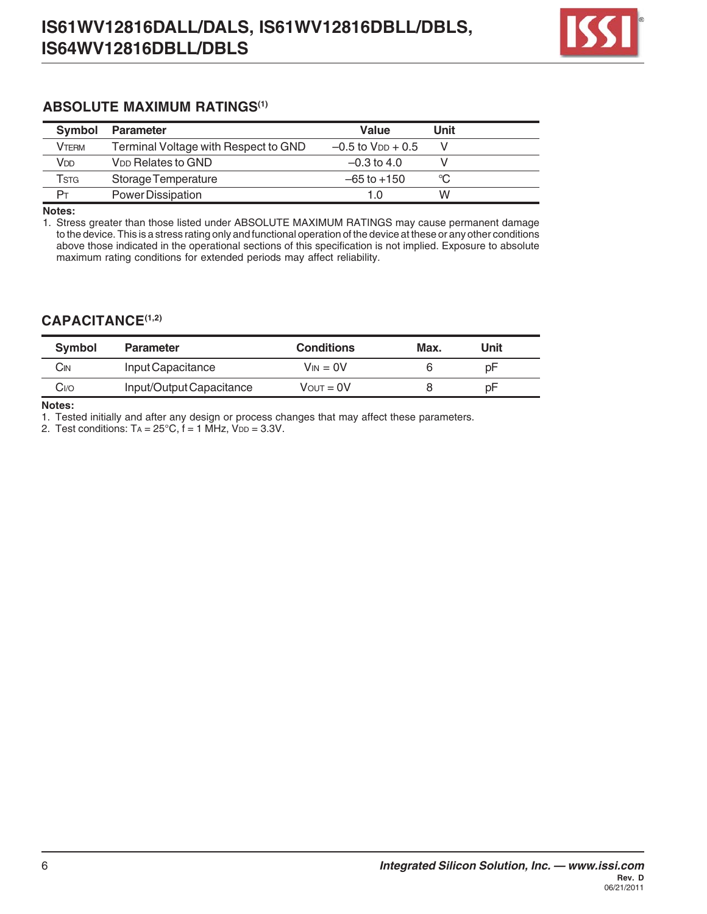## ABSOLUTE MAXIMUM RATINGS[1]

| Symbol | Parameter | Value | Unit |
|---|---|---|---|
| $V_{TERM}$ | Terminal Voltage with Respect to GND | –0.5 to $V_{DD}$ + 0.5 | V |
| $V_{DD}$ | $V_{DD}$ Relates to GND | –0.3 to 4.0 | V |
| $T_{STG}$ | Storage Temperature | –65 to +150 | °C |
| $P_T$ | Power Dissipation | 1.0 | W |

**Notes:**

1. Stress greater than those listed under ABSOLUTE MAXIMUM RATINGS may cause permanent damage to the device. This is a stress rating only and functional operation of the device at these or any other conditions above those indicated in the operational sections of this specification is not implied. Exposure to absolute maximum rating conditions for extended periods may affect reliability.

## CAPACITANCE[1,2]

| Symbol | Parameter | Conditions | Max. | Unit |
|---|---|---|---|---|
| $C_{IN}$ | Input Capacitance | $V_{IN}$ = 0V | 6 | pF |
| $C_{I/O}$ | Input/Output Capacitance | $V_{OUT}$ = 0V | 8 | pF |

**Notes:**

1. Tested initially and after any design or process changes that may affect these parameters.
2. Test conditions: $T_A$ = 25°C, f = 1 MHz, $V_{DD}$ = 3.3V.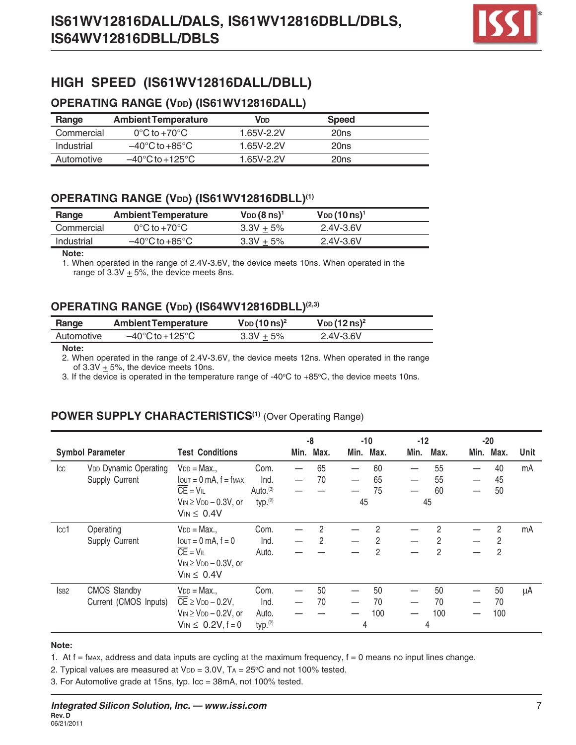## HIGH SPEED (IS61WV12816DALL/DBLL)

### OPERATING RANGE ($V_{DD}$) (IS61WV12816DALL)

| Range | Ambient Temperature | $V_{DD}$ | Speed |
|---|---|---|---|
| Commercial | 0°C to +70°C | 1.65V-2.2V | 20ns |
| Industrial | –40°C to +85°C | 1.65V-2.2V | 20ns |
| Automotive | –40°C to +125°C | 1.65V-2.2V | 20ns |

### OPERATING RANGE ($V_{DD}$) (IS61WV12816DBLL)(1)

| Range | Ambient Temperature | $V_{DD}$ (8 ns)[1] | $V_{DD}$ (10 ns)[1] |
|---|---|---|---|
| Commercial | 0°C to +70°C | 3.3V ± 5% | 2.4V-3.6V |
| Industrial | –40°C to +85°C | 3.3V ± 5% | 2.4V-3.6V |

**Note:**

1. When operated in the range of 2.4V-3.6V, the device meets 10ns. When operated in the range of 3.3V ± 5%, the device meets 8ns.

### OPERATING RANGE ($V_{DD}$) (IS64WV12816DBLL)(2,3)

| Range | Ambient Temperature | $V_{DD}$ (10 ns)[2] | $V_{DD}$ (12 ns)[2] |
|---|---|---|---|
| Automotive | –40°C to +125°C | 3.3V ± 5% | 2.4V-3.6V |

**Note:**

2. When operated in the range of 2.4V-3.6V, the device meets 12ns. When operated in the range of 3.3V ± 5%, the device meets 10ns.
3. If the device is operated in the temperature range of -40°C to +85°C, the device meets 10ns.

### POWER SUPPLY CHARACTERISTICS(1) (Over Operating Range)

| Symbol | Parameter | Test Conditions | | -8 Min. | -8 Max. | -10 Min. | -10 Max. | -12 Min. | -12 Max. | -20 Min. | -20 Max. | Unit |
|---|---|---|---|---|---|---|---|---|---|---|---|---|
| $I_{CC}$ | $V_{DD}$ Dynamic Operating Supply Current | $V_{DD}$ = Max., $I_{OUT}$ = 0 mA, f = $f_{MAX}$, $\overline{CE}$ = $V_{IL}$, $V_{IN} \geq V_{DD} - 0.3V$, or $V_{IN} \leq 0.4V$ | Com. | — | 65 | — | 60 | — | 55 | — | 40 | mA |
| | | | Ind. | — | 70 | — | 65 | — | 55 | — | 45 | |
| | | | Auto.(3) | — | — | — | 75 | — | 60 | — | 50 | |
| | | | typ.(2) | | | 45 | | 45 | | | | |
| $I_{CC1}$ | Operating Supply Current | $V_{DD}$ = Max., $I_{OUT}$ = 0 mA, f = 0, $\overline{CE}$ = $V_{IL}$, $V_{IN} \geq V_{DD} - 0.3V$, or $V_{IN} \leq 0.4V$ | Com. | — | 2 | — | 2 | — | 2 | — | 2 | mA |
| | | | Ind. | — | 2 | — | 2 | — | 2 | — | 2 | |
| | | | Auto. | — | — | — | 2 | — | 2 | — | 2 | |
| $I_{SB2}$ | CMOS Standby Current (CMOS Inputs) | $V_{DD}$ = Max., $\overline{CE} \geq V_{DD} - 0.2V$, $V_{IN} \geq V_{DD} - 0.2V$, or $V_{IN} \leq 0.2V$, f = 0 | Com. | — | 50 | — | 50 | — | 50 | — | 50 | µA |
| | | | Ind. | — | 70 | — | 70 | — | 70 | — | 70 | |
| | | | Auto. | — | — | — | 100 | — | 100 | — | 100 | |
| | | | typ.(2) | | | 4 | | 4 | | | | |

**Note:**

1. At f = $f_{MAX}$, address and data inputs are cycling at the maximum frequency, f = 0 means no input lines change.
2. Typical values are measured at $V_{DD}$ = 3.0V, $T_A$ = 25°C and not 100% tested.
3. For Automotive grade at 15ns, typ. Icc = 38mA, not 100% tested.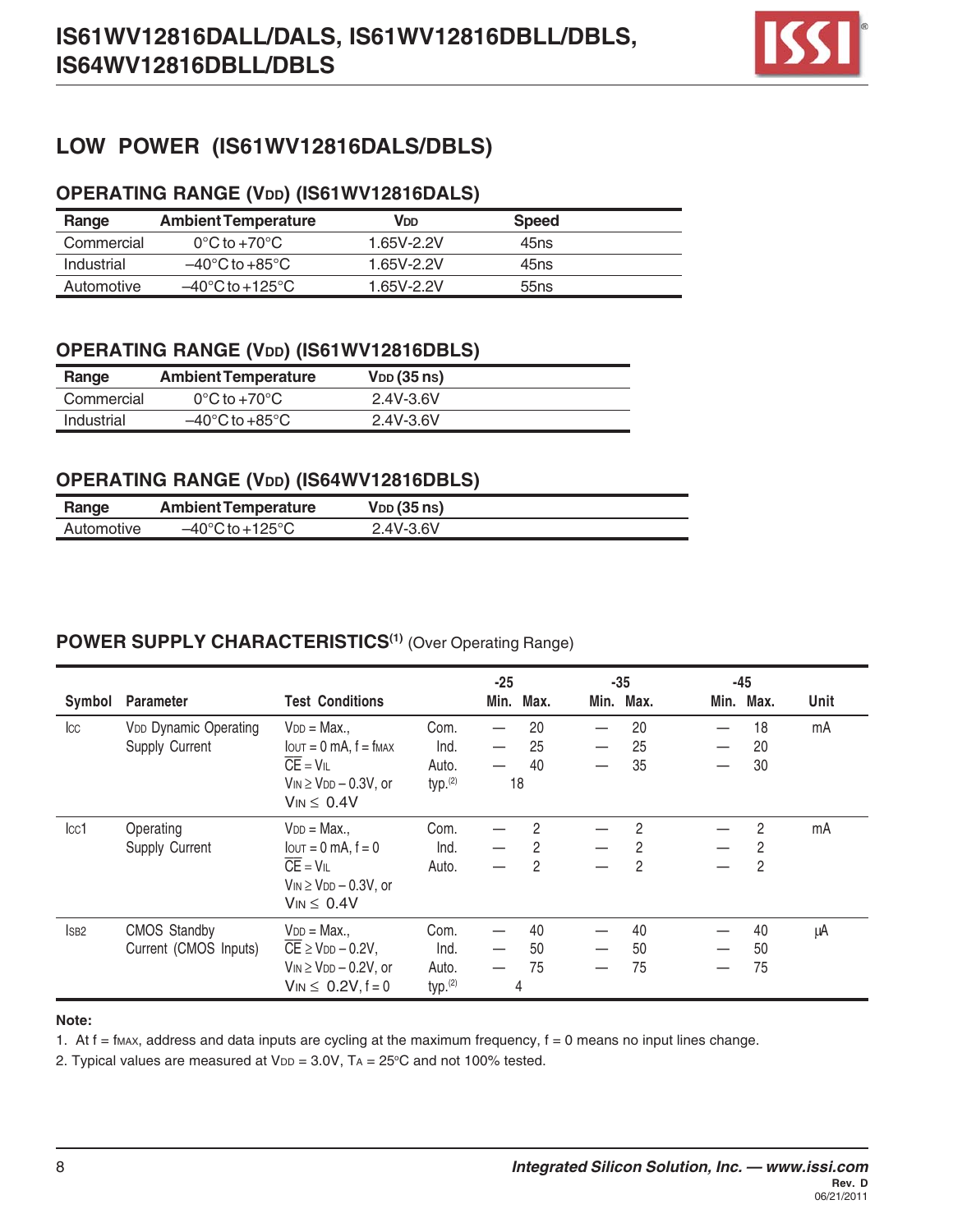## LOW POWER (IS61WV12816DALS/DBLS)

### OPERATING RANGE ($V_{DD}$) (IS61WV12816DALS)

| Range | Ambient Temperature | $V_{DD}$ | Speed |
|---|---|---|---|
| Commercial | 0°C to +70°C | 1.65V-2.2V | 45ns |
| Industrial | –40°C to +85°C | 1.65V-2.2V | 45ns |
| Automotive | –40°C to +125°C | 1.65V-2.2V | 55ns |

### OPERATING RANGE ($V_{DD}$) (IS61WV12816DBLS)

| Range | Ambient Temperature | $V_{DD}$ (35 ns) |
|---|---|---|
| Commercial | 0°C to +70°C | 2.4V-3.6V |
| Industrial | –40°C to +85°C | 2.4V-3.6V |

### OPERATING RANGE ($V_{DD}$) (IS64WV12816DBLS)

| Range | Ambient Temperature | $V_{DD}$ (35 ns) |
|---|---|---|
| Automotive | –40°C to +125°C | 2.4V-3.6V |

### POWER SUPPLY CHARACTERISTICS(1) (Over Operating Range)

| Symbol | Parameter | Test Conditions | | -25 Min. | -25 Max. | -35 Min. | -35 Max. | -45 Min. | -45 Max. | Unit |
|---|---|---|---|---|---|---|---|---|---|---|
| $I_{CC}$ | $V_{DD}$ Dynamic Operating Supply Current | $V_{DD}$ = Max., $I_{OUT}$ = 0 mA, f = $f_{MAX}$, $\overline{CE}$ = $V_{IL}$, $V_{IN} \geq V_{DD} - 0.3V$, or $V_{IN} \leq 0.4V$ | Com. | — | 20 | — | 20 | — | 18 | mA |
| | | | Ind. | — | 25 | — | 25 | — | 20 | |
| | | | Auto. | — | 40 | — | 35 | — | 30 | |
| | | | typ.(2) | 18 | | | | | | |
| $I_{CC1}$ | Operating Supply Current | $V_{DD}$ = Max., $I_{OUT}$ = 0 mA, f = 0, $\overline{CE}$ = $V_{IL}$, $V_{IN} \geq V_{DD} - 0.3V$, or $V_{IN} \leq 0.4V$ | Com. | — | 2 | — | 2 | — | 2 | mA |
| | | | Ind. | — | 2 | — | 2 | — | 2 | |
| | | | Auto. | — | 2 | — | 2 | — | 2 | |
| $I_{SB2}$ | CMOS Standby Current (CMOS Inputs) | $V_{DD}$ = Max., $\overline{CE} \geq V_{DD} - 0.2V$, $V_{IN} \geq V_{DD} - 0.2V$, or $V_{IN} \leq 0.2V$, f = 0 | Com. | — | 40 | — | 40 | — | 40 | µA |
| | | | Ind. | — | 50 | — | 50 | — | 50 | |
| | | | Auto. | — | 75 | — | 75 | — | 75 | |
| | | | typ.(2) | 4 | | | | | | |

**Note:**

1. At f = $f_{MAX}$, address and data inputs are cycling at the maximum frequency, f = 0 means no input lines change.
2. Typical values are measured at $V_{DD}$ = 3.0V, $T_A$ = 25°C and not 100% tested.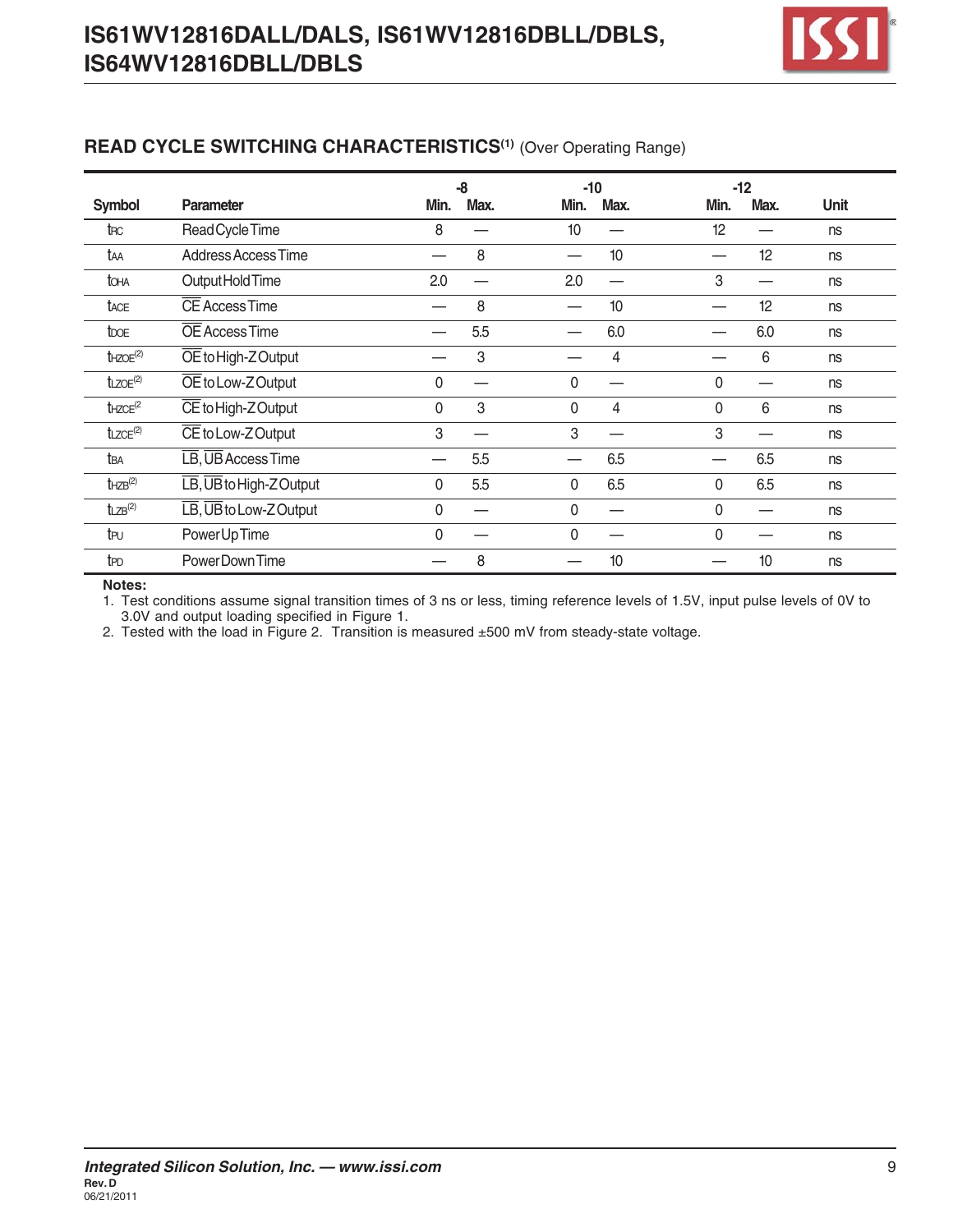## READ CYCLE SWITCHING CHARACTERISTICS(1) (Over Operating Range)

| Symbol | Parameter | -8 | | -10 | | -12 | | Unit |
|---|---|---|---|---|---|---|---|---|
| | | Min. | Max. | Min. | Max. | Min. | Max. | |
| $t_{RC}$ | Read Cycle Time | 8 | — | 10 | — | 12 | — | ns |
| $t_{AA}$ | Address Access Time | — | 8 | — | 10 | — | 12 | ns |
| $t_{OHA}$ | Output Hold Time | 2.0 | — | 2.0 | — | 3 | — | ns |
| $t_{ACE}$ | $\overline{CE}$ Access Time | — | 8 | — | 10 | — | 12 | ns |
| $t_{DOE}$ | $\overline{OE}$ Access Time | — | 5.5 | — | 6.0 | — | 6.0 | ns |
| $t_{HZOE}$(2) | $\overline{OE}$ to High-Z Output | — | 3 | — | 4 | — | 6 | ns |
| $t_{LZOE}$(2) | $\overline{OE}$ to Low-Z Output | 0 | — | 0 | — | 0 | — | ns |
| $t_{HZCE}$(2) | $\overline{CE}$ to High-Z Output | 0 | 3 | 0 | 4 | 0 | 6 | ns |
| $t_{LZCE}$(2) | $\overline{CE}$ to Low-Z Output | 3 | — | 3 | — | 3 | — | ns |
| $t_{BA}$ | $\overline{LB}$, $\overline{UB}$ Access Time | — | 5.5 | — | 6.5 | — | 6.5 | ns |
| $t_{HZB}$(2) | $\overline{LB}$, $\overline{UB}$ to High-Z Output | 0 | 5.5 | 0 | 6.5 | 0 | 6.5 | ns |
| $t_{LZB}$(2) | $\overline{LB}$, $\overline{UB}$ to Low-Z Output | 0 | — | 0 | — | 0 | — | ns |
| $t_{PU}$ | Power Up Time | 0 | — | 0 | — | 0 | — | ns |
| $t_{PD}$ | Power Down Time | — | 8 | — | 10 | — | 10 | ns |

**Notes:**

1. Test conditions assume signal transition times of 3 ns or less, timing reference levels of 1.5V, input pulse levels of 0V to 3.0V and output loading specified in Figure 1.
2. Tested with the load in Figure 2. Transition is measured ±500 mV from steady-state voltage.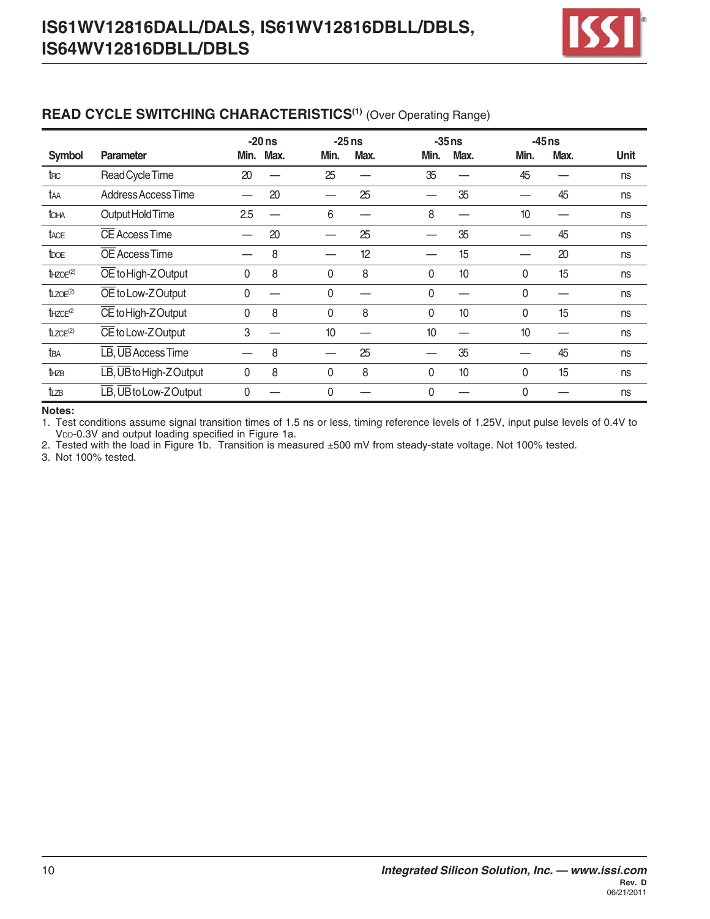## READ CYCLE SWITCHING CHARACTERISTICS(1) (Over Operating Range)

| Symbol | Parameter | -20 ns Min. | -20 ns Max. | -25 ns Min. | -25 ns Max. | -35 ns Min. | -35 ns Max. | -45 ns Min. | -45 ns Max. | Unit |
|---|---|---|---|---|---|---|---|---|---|---|
| $t_{RC}$ | Read Cycle Time | 20 | — | 25 | — | 35 | — | 45 | — | ns |
| $t_{AA}$ | Address Access Time | — | 20 | — | 25 | — | 35 | — | 45 | ns |
| $t_{OHA}$ | Output Hold Time | 2.5 | — | 6 | — | 8 | — | 10 | — | ns |
| $t_{ACE}$ | $\overline{CE}$ Access Time | — | 20 | — | 25 | — | 35 | — | 45 | ns |
| $t_{DOE}$ | $\overline{OE}$ Access Time | — | 8 | — | 12 | — | 15 | — | 20 | ns |
| $t_{HZOE}$(2) | $\overline{OE}$ to High-Z Output | 0 | 8 | 0 | 8 | 0 | 10 | 0 | 15 | ns |
| $t_{LZOE}$(2) | $\overline{OE}$ to Low-Z Output | 0 | — | 0 | — | 0 | — | 0 | — | ns |
| $t_{HZCE}$(2) | $\overline{CE}$ to High-Z Output | 0 | 8 | 0 | 8 | 0 | 10 | 0 | 15 | ns |
| $t_{LZCE}$(2) | $\overline{CE}$ to Low-Z Output | 3 | — | 10 | — | 10 | — | 10 | — | ns |
| $t_{BA}$ | $\overline{LB}$, $\overline{UB}$ Access Time | — | 8 | — | 25 | — | 35 | — | 45 | ns |
| $t_{HZB}$ | $\overline{LB}$, $\overline{UB}$ to High-Z Output | 0 | 8 | 0 | 8 | 0 | 10 | 0 | 15 | ns |
| $t_{LZB}$ | $\overline{LB}$, $\overline{UB}$ to Low-Z Output | 0 | — | 0 | — | 0 | — | 0 | — | ns |

**Notes:**

1. Test conditions assume signal transition times of 1.5 ns or less, timing reference levels of 1.25V, input pulse levels of 0.4V to $V_{DD}$-0.3V and output loading specified in Figure 1a.
2. Tested with the load in Figure 1b. Transition is measured ±500 mV from steady-state voltage. Not 100% tested.
3. Not 100% tested.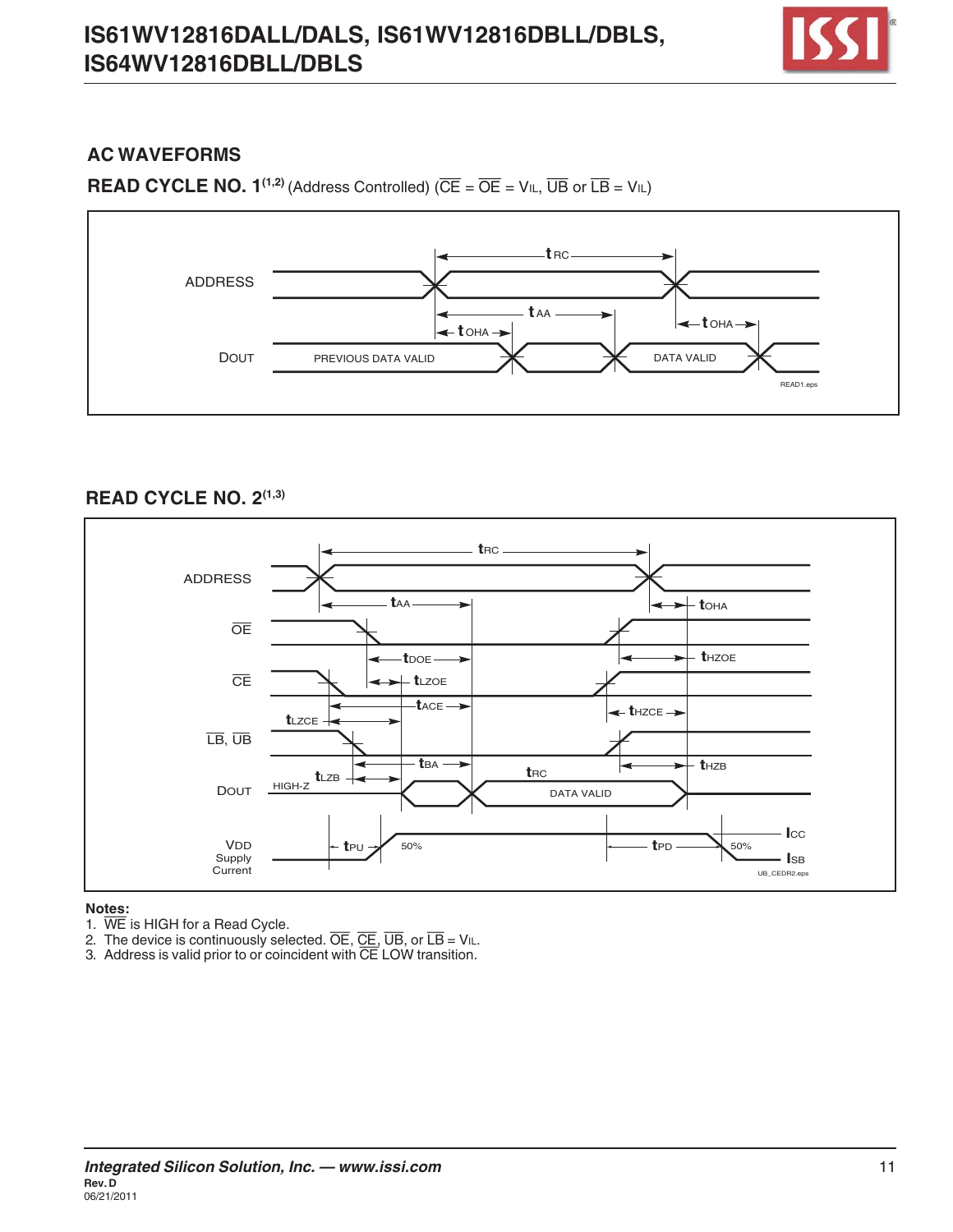## AC WAVEFORMS

### READ CYCLE NO. 1[1,2] (Address Controlled) ($\overline{CE}$ = $\overline{OE}$ = $V_{IL}$, $\overline{UB}$ or $\overline{LB}$ = $V_{IL}$)

ADDRESS

$t_{RC}$

$t_{AA}$

$t_{OHA}$

$t_{OHA}$

DOUT

PREVIOUS DATA VALID

DATA VALID

READ1.eps

### READ CYCLE NO. 2[1,3]

ADDRESS

$\overline{OE}$

$\overline{CE}$

$\overline{LB}$, $\overline{UB}$

DOUT

HIGH-Z

DATA VALID

VDD Supply Current

$t_{RC}$, $t_{AA}$, $t_{OHA}$, $t_{DOE}$, $t_{HZOE}$, $t_{LZOE}$, $t_{ACE}$, $t_{HZCE}$, $t_{LZCE}$, $t_{BA}$, $t_{HZB}$, $t_{LZB}$, $t_{RC}$, $t_{PU}$, $t_{PD}$

50%

50%

$I_{CC}$

$I_{SB}$

UB_CEDR2.eps

**Notes:**

1. $\overline{WE}$ is HIGH for a Read Cycle.
2. The device is continuously selected. $\overline{OE}$, $\overline{CE}$, $\overline{UB}$, or $\overline{LB}$ = $V_{IL}$.
3. Address is valid prior to or coincident with $\overline{CE}$ LOW transition.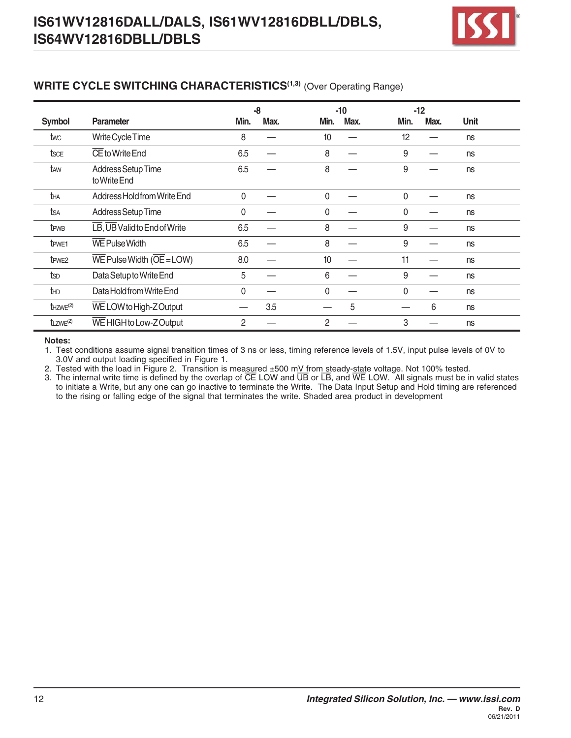## WRITE CYCLE SWITCHING CHARACTERISTICS(1,3) (Over Operating Range)

| Symbol | Parameter | -8 | | -10 | | -12 | | Unit |
|---|---|---|---|---|---|---|---|---|
| | | Min. | Max. | Min. | Max. | Min. | Max. | |
| $t_{WC}$ | Write Cycle Time | 8 | — | 10 | — | 12 | — | ns |
| $t_{SCE}$ | $\overline{CE}$ to Write End | 6.5 | — | 8 | — | 9 | — | ns |
| $t_{AW}$ | Address Setup Time to Write End | 6.5 | — | 8 | — | 9 | — | ns |
| $t_{HA}$ | Address Hold from Write End | 0 | — | 0 | — | 0 | — | ns |
| $t_{SA}$ | Address Setup Time | 0 | — | 0 | — | 0 | — | ns |
| $t_{PWB}$ | $\overline{LB}$, $\overline{UB}$ Valid to End of Write | 6.5 | — | 8 | — | 9 | — | ns |
| $t_{PWE1}$ | $\overline{WE}$ Pulse Width | 6.5 | — | 8 | — | 9 | — | ns |
| $t_{PWE2}$ | $\overline{WE}$ Pulse Width ($\overline{OE}$ = LOW) | 8.0 | — | 10 | — | 11 | — | ns |
| $t_{SD}$ | Data Setup to Write End | 5 | — | 6 | — | 9 | — | ns |
| $t_{HD}$ | Data Hold from Write End | 0 | — | 0 | — | 0 | — | ns |
| $t_{HZWE}$(2) | $\overline{WE}$ LOW to High-Z Output | — | 3.5 | — | 5 | — | 6 | ns |
| $t_{LZWE}$(2) | $\overline{WE}$ HIGH to Low-Z Output | 2 | — | 2 | — | 3 | — | ns |

**Notes:**

1. Test conditions assume signal transition times of 3 ns or less, timing reference levels of 1.5V, input pulse levels of 0V to 3.0V and output loading specified in Figure 1.
2. Tested with the load in Figure 2. Transition is measured ±500 mV from steady-state voltage. Not 100% tested.
3. The internal write time is defined by the overlap of $\overline{CE}$ LOW and $\overline{UB}$ or $\overline{LB}$, and $\overline{WE}$ LOW. All signals must be in valid states to initiate a Write, but any one can go inactive to terminate the Write. The Data Input Setup and Hold timing are referenced to the rising or falling edge of the signal that terminates the write. Shaded area product in development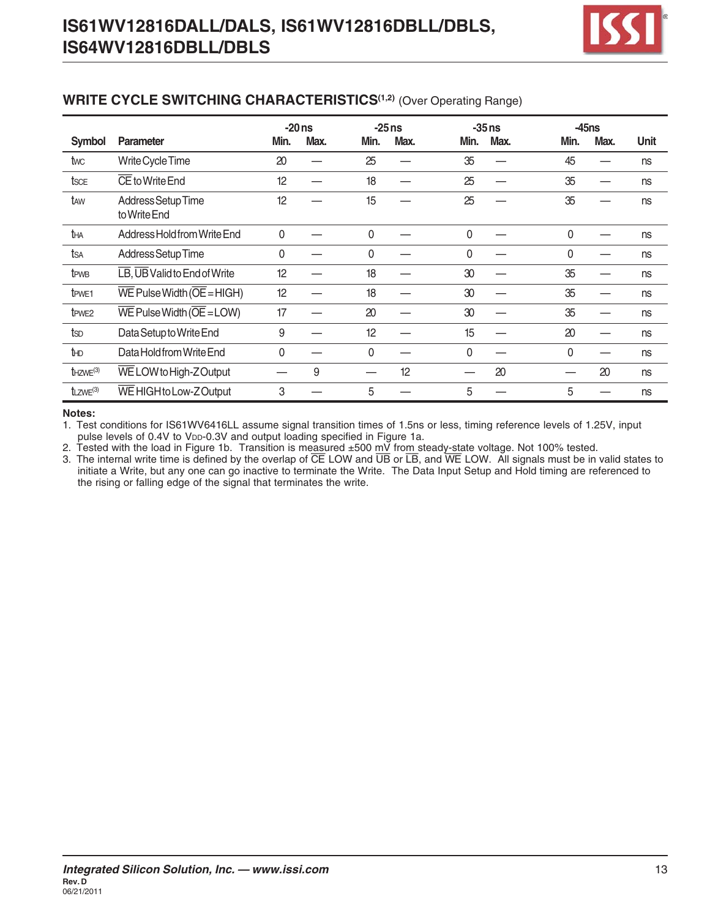## WRITE CYCLE SWITCHING CHARACTERISTICS[1,2] (Over Operating Range)

| Symbol | Parameter | -20 ns Min. | -20 ns Max. | -25 ns Min. | -25 ns Max. | -35 ns Min. | -35 ns Max. | -45ns Min. | -45ns Max. | Unit |
|---|---|---|---|---|---|---|---|---|---|---|
| $t_{WC}$ | Write Cycle Time | 20 | — | 25 | — | 35 | — | 45 | — | ns |
| $t_{SCE}$ | $\overline{CE}$ to Write End | 12 | — | 18 | — | 25 | — | 35 | — | ns |
| $t_{AW}$ | Address Setup Time to Write End | 12 | — | 15 | — | 25 | — | 35 | — | ns |
| $t_{HA}$ | Address Hold from Write End | 0 | — | 0 | — | 0 | — | 0 | — | ns |
| $t_{SA}$ | Address Setup Time | 0 | — | 0 | — | 0 | — | 0 | — | ns |
| $t_{PWB}$ | $\overline{LB}$, $\overline{UB}$ Valid to End of Write | 12 | — | 18 | — | 30 | — | 35 | — | ns |
| $t_{PWE1}$ | $\overline{WE}$ Pulse Width ($\overline{OE}$ = HIGH) | 12 | — | 18 | — | 30 | — | 35 | — | ns |
| $t_{PWE2}$ | $\overline{WE}$ Pulse Width ($\overline{OE}$ = LOW) | 17 | — | 20 | — | 30 | — | 35 | — | ns |
| $t_{SD}$ | Data Setup to Write End | 9 | — | 12 | — | 15 | — | 20 | — | ns |
| $t_{HD}$ | Data Hold from Write End | 0 | — | 0 | — | 0 | — | 0 | — | ns |
| $t_{HZWE}$[3] | $\overline{WE}$ LOW to High-Z Output | — | 9 | — | 12 | — | 20 | — | 20 | ns |
| $t_{LZWE}$[3] | $\overline{WE}$ HIGH to Low-Z Output | 3 | — | 5 | — | 5 | — | 5 | — | ns |

**Notes:**

1. Test conditions for IS61WV6416LL assume signal transition times of 1.5ns or less, timing reference levels of 1.25V, input pulse levels of 0.4V to $V_{DD}$-0.3V and output loading specified in Figure 1a.
2. Tested with the load in Figure 1b. Transition is measured ±500 mV from steady-state voltage. Not 100% tested.
3. The internal write time is defined by the overlap of $\overline{CE}$ LOW and $\overline{UB}$ or $\overline{LB}$, and $\overline{WE}$ LOW. All signals must be in valid states to initiate a Write, but any one can go inactive to terminate the Write. The Data Input Setup and Hold timing are referenced to the rising or falling edge of the signal that terminates the write.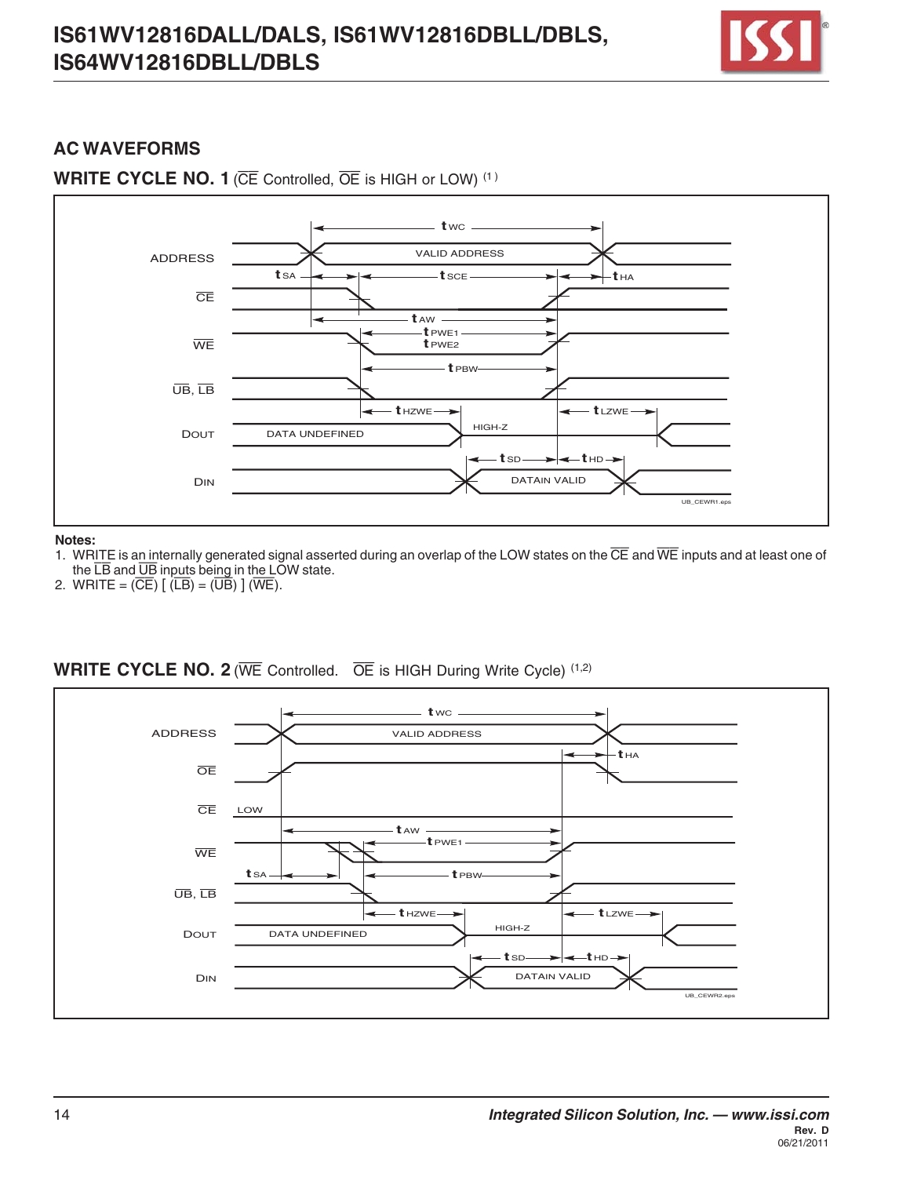## AC WAVEFORMS

### WRITE CYCLE NO. 1 (CE Controlled, OE is HIGH or LOW) [1]

**Notes:**

1. WRITE is an internally generated signal asserted during an overlap of the LOW states on the CE and WE inputs and at least one of the LB and UB inputs being in the LOW state.
2. WRITE = (CE) [ (LB) = (UB) ] (WE).

### WRITE CYCLE NO. 2 (WE Controlled. OE is HIGH During Write Cycle) [1,2]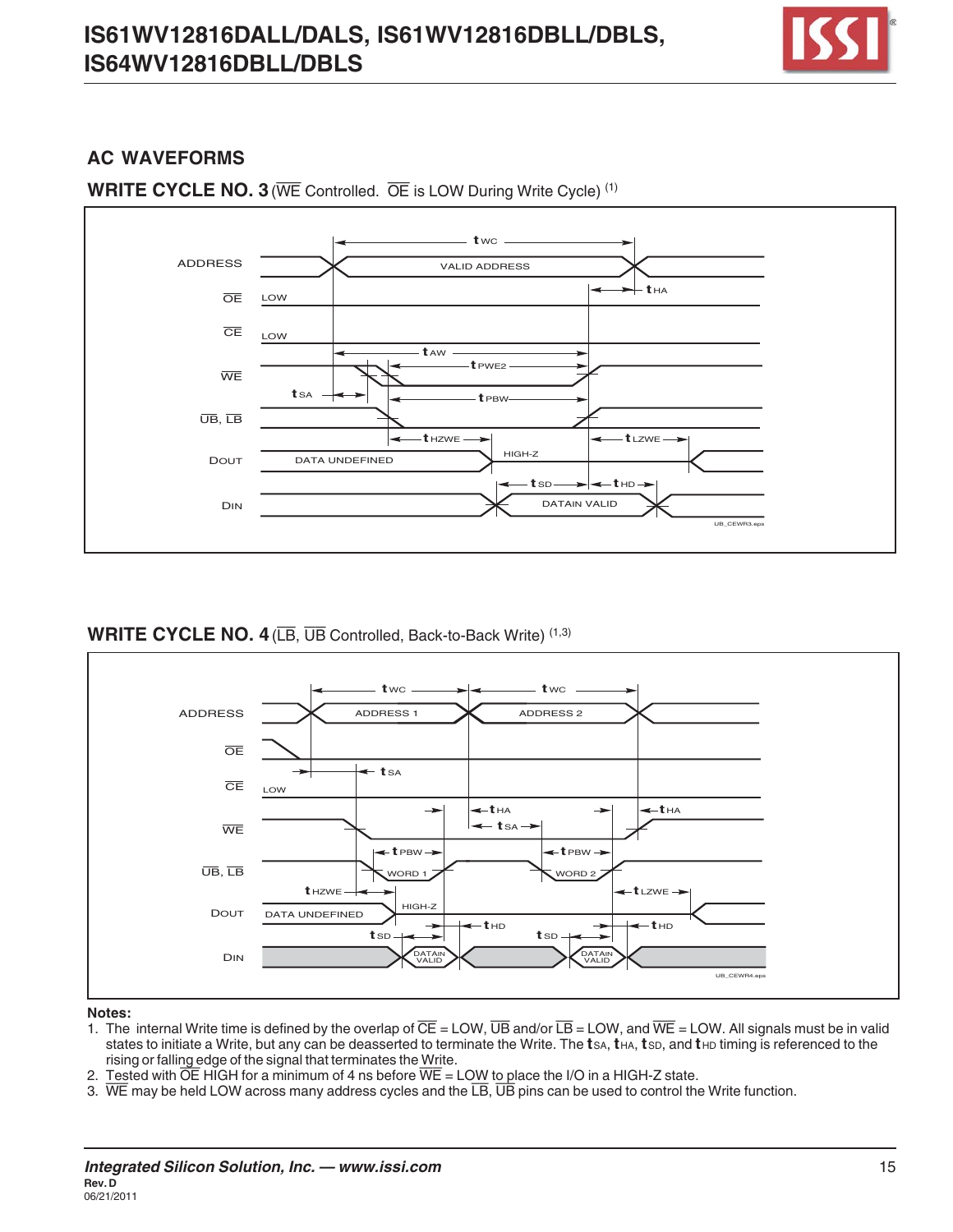## AC WAVEFORMS

### WRITE CYCLE NO. 3 (WE Controlled. OE is LOW During Write Cycle) (1)

### WRITE CYCLE NO. 4 (LB, UB Controlled, Back-to-Back Write) (1,3)

**Notes:**

1. The internal Write time is defined by the overlap of CE = LOW, UB and/or LB = LOW, and WE = LOW. All signals must be in valid states to initiate a Write, but any can be deasserted to terminate the Write. The $t_{SA}$, $t_{HA}$, $t_{SD}$, and $t_{HD}$ timing is referenced to the rising or falling edge of the signal that terminates the Write.
2. Tested with OE HIGH for a minimum of 4 ns before WE = LOW to place the I/O in a HIGH-Z state.
3. WE may be held LOW across many address cycles and the LB, UB pins can be used to control the Write function.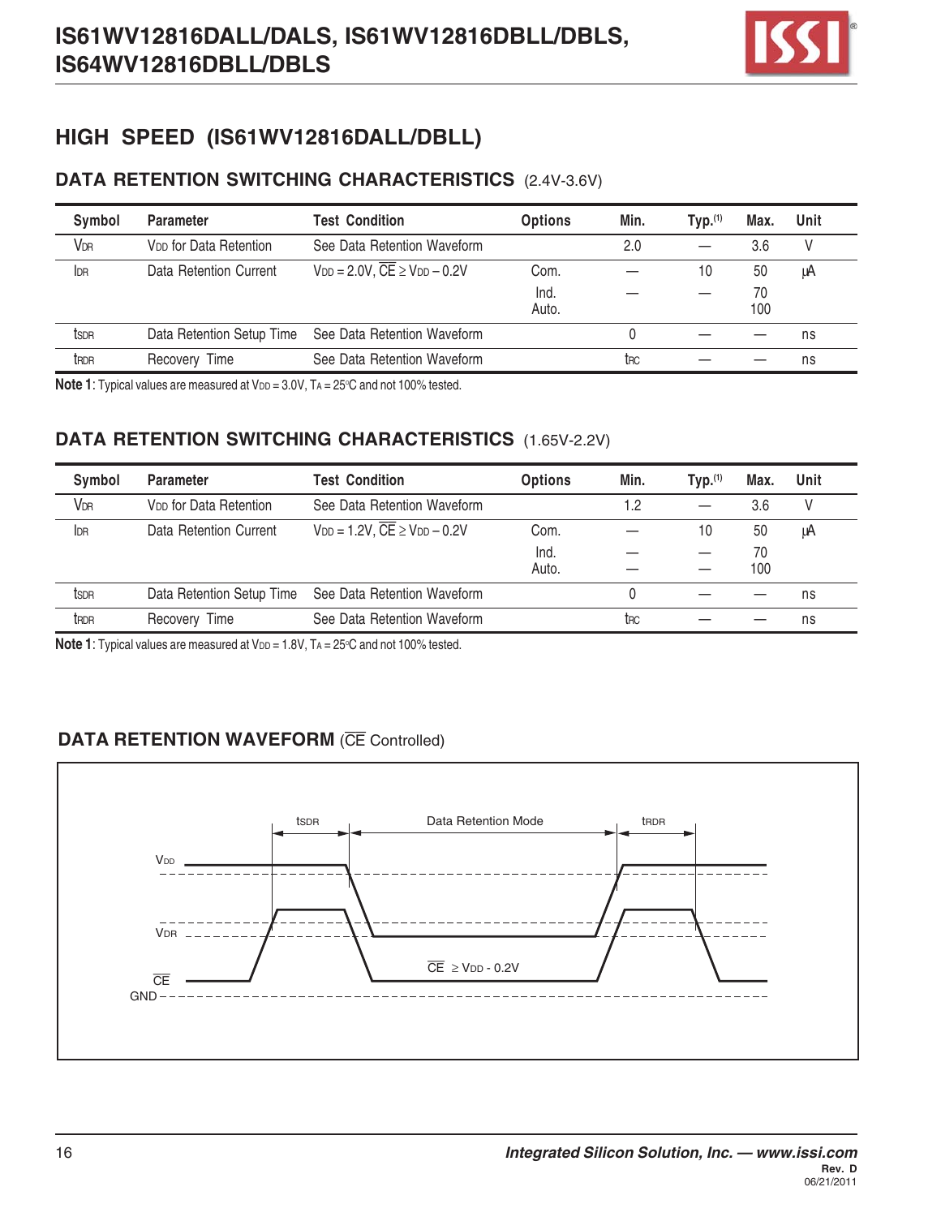## HIGH SPEED (IS61WV12816DALL/DBLL)

### DATA RETENTION SWITCHING CHARACTERISTICS (2.4V-3.6V)

| Symbol | Parameter | Test Condition | Options | Min. | Typ.[1] | Max. | Unit |
|---|---|---|---|---|---|---|---|
| $V_{DR}$ | $V_{DD}$ for Data Retention | See Data Retention Waveform | | 2.0 | — | 3.6 | V |
| $I_{DR}$ | Data Retention Current | $V_{DD}$ = 2.0V, $\overline{CE} \geq V_{DD} - 0.2V$ | Com. | — | 10 | 50 | µA |
| | | | Ind. | — | — | 70 | |
| | | | Auto. | | | 100 | |
| $t_{SDR}$ | Data Retention Setup Time | See Data Retention Waveform | | 0 | — | — | ns |
| $t_{RDR}$ | Recovery Time | See Data Retention Waveform | | $t_{RC}$ | — | — | ns |

**Note 1**: Typical values are measured at $V_{DD}$ = 3.0V, $T_A$ = 25°C and not 100% tested.

### DATA RETENTION SWITCHING CHARACTERISTICS (1.65V-2.2V)

| Symbol | Parameter | Test Condition | Options | Min. | Typ.[1] | Max. | Unit |
|---|---|---|---|---|---|---|---|
| $V_{DR}$ | $V_{DD}$ for Data Retention | See Data Retention Waveform | | 1.2 | — | 3.6 | V |
| $I_{DR}$ | Data Retention Current | $V_{DD}$ = 1.2V, $\overline{CE} \geq V_{DD} - 0.2V$ | Com. | — | 10 | 50 | µA |
| | | | Ind. | — | — | 70 | |
| | | | Auto. | — | — | 100 | |
| $t_{SDR}$ | Data Retention Setup Time | See Data Retention Waveform | | 0 | — | — | ns |
| $t_{RDR}$ | Recovery Time | See Data Retention Waveform | | $t_{RC}$ | — | — | ns |

**Note 1**: Typical values are measured at $V_{DD}$ = 1.8V, $T_A$ = 25°C and not 100% tested.

### DATA RETENTION WAVEFORM ($\overline{CE}$ Controlled)

$t_{SDR}$ Data Retention Mode $t_{RDR}$

$V_{DD}$

$V_{DR}$

$\overline{CE} \geq V_{DD}$ - 0.2V

$\overline{CE}$

GND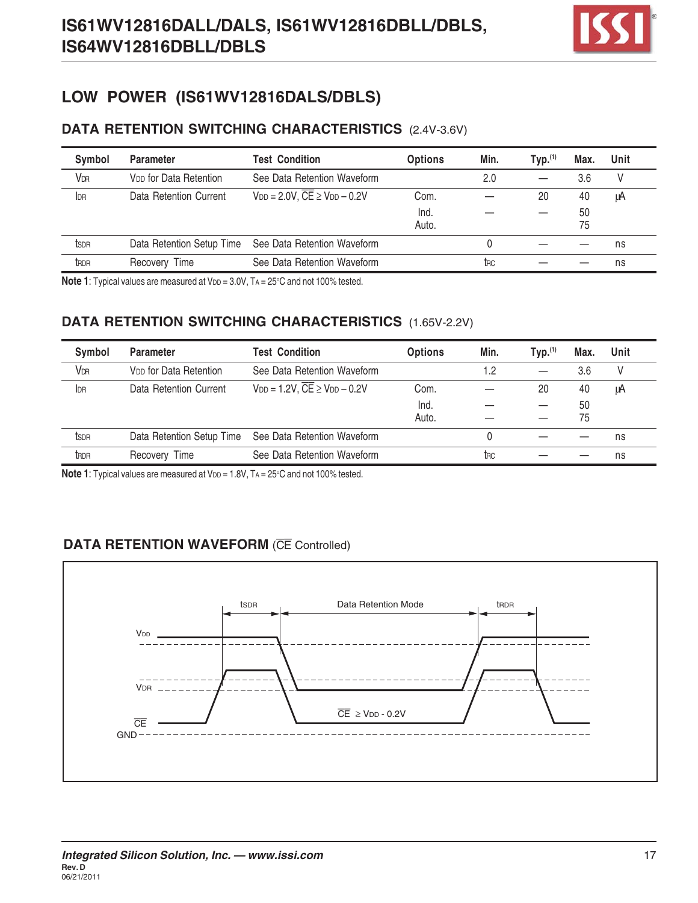## LOW POWER (IS61WV12816DALS/DBLS)

### DATA RETENTION SWITCHING CHARACTERISTICS (2.4V-3.6V)

| Symbol | Parameter | Test Condition | Options | Min. | Typ.[(1)] | Max. | Unit |
|---|---|---|---|---|---|---|---|
| $V_{DR}$ | $V_{DD}$ for Data Retention | See Data Retention Waveform | | 2.0 | — | 3.6 | V |
| $I_{DR}$ | Data Retention Current | $V_{DD} = 2.0V$, $\overline{CE} \geq V_{DD} - 0.2V$ | Com. | — | 20 | 40 | µA |
| | | | Ind. | — | — | 50 | |
| | | | Auto. | | | 75 | |
| $t_{SDR}$ | Data Retention Setup Time | See Data Retention Waveform | | 0 | — | — | ns |
| $t_{RDR}$ | Recovery Time | See Data Retention Waveform | | $t_{RC}$ | — | — | ns |

**Note 1**: Typical values are measured at $V_{DD} = 3.0V$, $T_A = 25°C$ and not 100% tested.

### DATA RETENTION SWITCHING CHARACTERISTICS (1.65V-2.2V)

| Symbol | Parameter | Test Condition | Options | Min. | Typ.[(1)] | Max. | Unit |
|---|---|---|---|---|---|---|---|
| $V_{DR}$ | $V_{DD}$ for Data Retention | See Data Retention Waveform | | 1.2 | — | 3.6 | V |
| $I_{DR}$ | Data Retention Current | $V_{DD} = 1.2V$, $\overline{CE} \geq V_{DD} - 0.2V$ | Com. | — | 20 | 40 | µA |
| | | | Ind. | — | — | 50 | |
| | | | Auto. | — | — | 75 | |
| $t_{SDR}$ | Data Retention Setup Time | See Data Retention Waveform | | 0 | — | — | ns |
| $t_{RDR}$ | Recovery Time | See Data Retention Waveform | | $t_{RC}$ | — | — | ns |

**Note 1**: Typical values are measured at $V_{DD} = 1.8V$, $T_A = 25°C$ and not 100% tested.

### DATA RETENTION WAVEFORM ($\overline{CE}$ Controlled)

$t_{SDR}$ — Data Retention Mode — $t_{RDR}$

$V_{DD}$

$V_{DR}$

$\overline{CE}$

GND

$\overline{CE} \geq V_{DD} - 0.2V$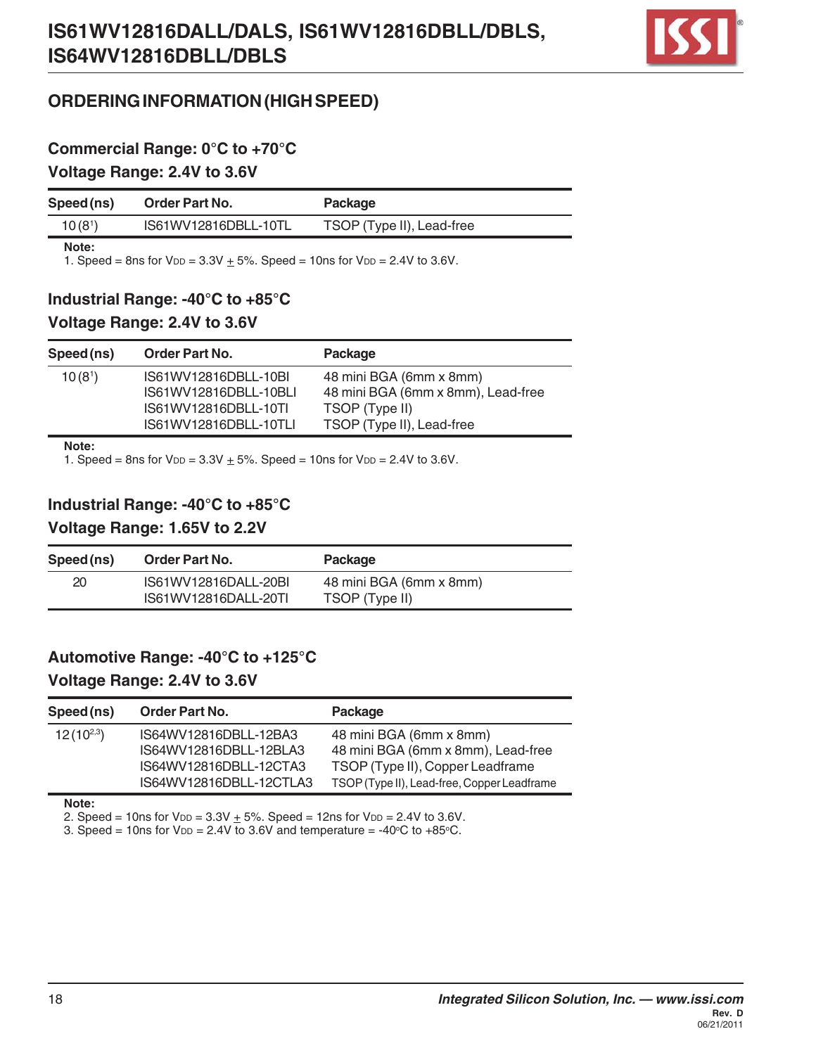## ORDERING INFORMATION (HIGH SPEED)

### Commercial Range: 0°C to +70°C

### Voltage Range: 2.4V to 3.6V

| Speed (ns) | Order Part No. | Package |
|---|---|---|
| 10 (8[1]) | IS61WV12816DBLL-10TL | TSOP (Type II), Lead-free |

**Note:**
1. Speed = 8ns for $V_{DD}$ = 3.3V ± 5%. Speed = 10ns for $V_{DD}$ = 2.4V to 3.6V.

### Industrial Range: -40°C to +85°C

### Voltage Range: 2.4V to 3.6V

| Speed (ns) | Order Part No. | Package |
|---|---|---|
| 10 (8[1]) | IS61WV12816DBLL-10BI | 48 mini BGA (6mm x 8mm) |
| | IS61WV12816DBLL-10BLI | 48 mini BGA (6mm x 8mm), Lead-free |
| | IS61WV12816DBLL-10TI | TSOP (Type II) |
| | IS61WV12816DBLL-10TLI | TSOP (Type II), Lead-free |

**Note:**
1. Speed = 8ns for $V_{DD}$ = 3.3V ± 5%. Speed = 10ns for $V_{DD}$ = 2.4V to 3.6V.

### Industrial Range: -40°C to +85°C

### Voltage Range: 1.65V to 2.2V

| Speed (ns) | Order Part No. | Package |
|---|---|---|
| 20 | IS61WV12816DALL-20BI | 48 mini BGA (6mm x 8mm) |
| | IS61WV12816DALL-20TI | TSOP (Type II) |

### Automotive Range: -40°C to +125°C

### Voltage Range: 2.4V to 3.6V

| Speed (ns) | Order Part No. | Package |
|---|---|---|
| 12 (10[2,3]) | IS64WV12816DBLL-12BA3 | 48 mini BGA (6mm x 8mm) |
| | IS64WV12816DBLL-12BLA3 | 48 mini BGA (6mm x 8mm), Lead-free |
| | IS64WV12816DBLL-12CTA3 | TSOP (Type II), Copper Leadframe |
| | IS64WV12816DBLL-12CTLA3 | TSOP (Type II), Lead-free, Copper Leadframe |

**Note:**
2. Speed = 10ns for $V_{DD}$ = 3.3V ± 5%. Speed = 12ns for $V_{DD}$ = 2.4V to 3.6V.
3. Speed = 10ns for $V_{DD}$ = 2.4V to 3.6V and temperature = -40°C to +85°C.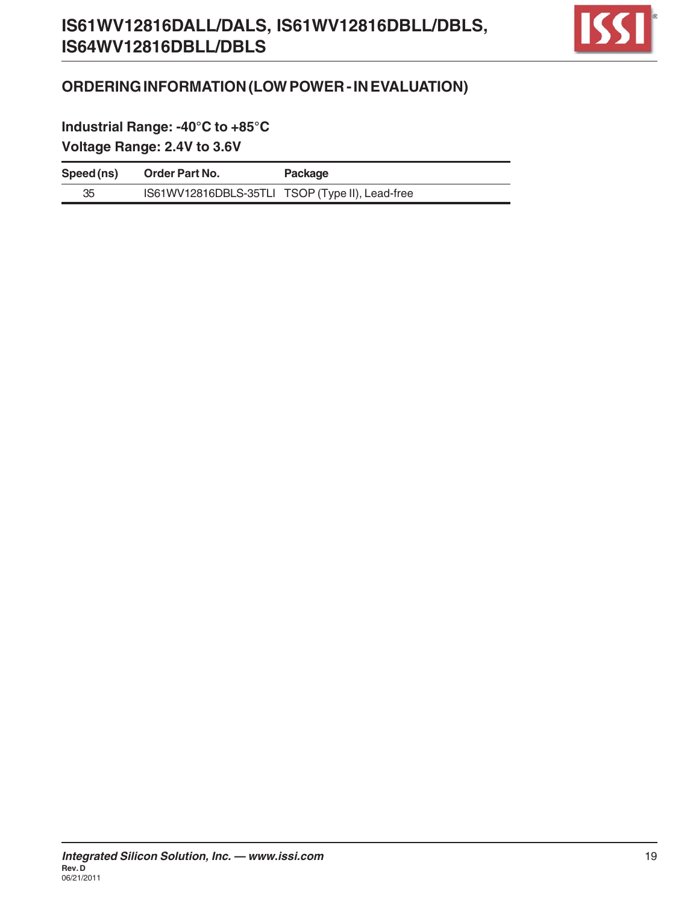## ORDERING INFORMATION (LOW POWER - IN EVALUATION)

**Industrial Range: -40°C to +85°C**

**Voltage Range: 2.4V to 3.6V**

| Speed (ns) | Order Part No. | Package |
|---|---|---|
| 35 | IS61WV12816DBLS-35TLI | TSOP (Type II), Lead-free |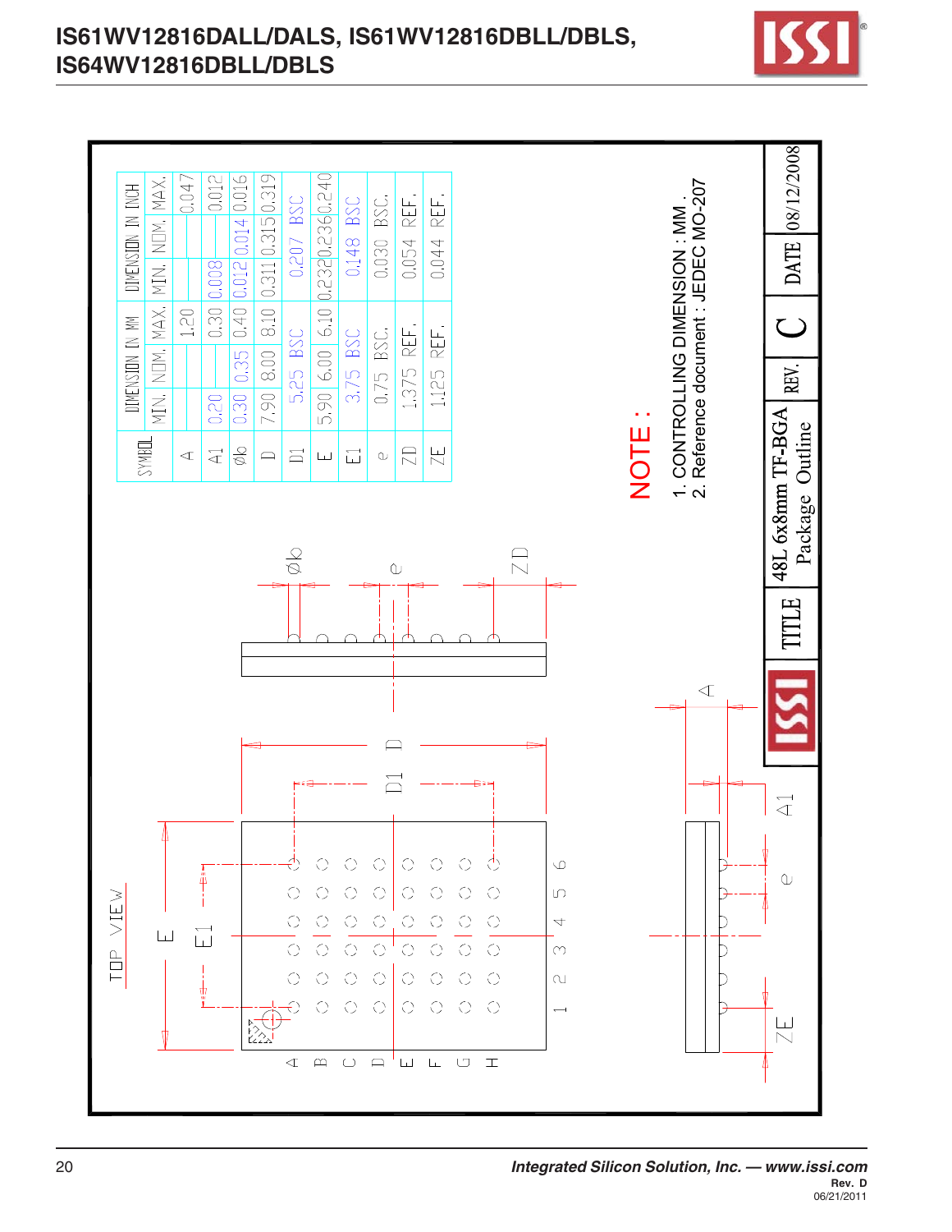| SYMBOL | DIMENSION IN MM | | | DIMENSION IN INCH | | |
|---|---|---|---|---|---|---|
| | MIN. | NOM. | MAX. | MIN. | NOM. | MAX. |
| A | | | 1.20 | | | 0.047 |
| A1 | 0.20 | | 0.30 | 0.008 | | 0.012 |
| Øb | 0.30 | 0.35 | 0.40 | 0.012 | 0.014 | 0.016 |
| D | 7.90 | 8.00 | 8.10 | 0.311 | 0.315 | 0.319 |
| D1 | | 5.25 BSC | | | 0.207 BSC | |
| E | 5.90 | 6.00 | 6.10 | 0.232 | 0.236 | 0.240 |
| E1 | | 3.75 BSC | | | 0.148 BSC | |
| e | | 0.75 BSC. | | | 0.030 BSC. | |
| ZD | | 1.375 REF. | | | 0.054 REF. | |
| ZE | | 1.125 REF. | | | 0.044 REF. | |

TOP VIEW

**NOTE :**

1. CONTROLLING DIMENSION : MM .
2. Reference document : JEDEC MO-207

| TITLE | 48L 6x8mm TF-BGA Package Outline | REV. | C | DATE | 08/12/2008 |
|---|---|---|---|---|---|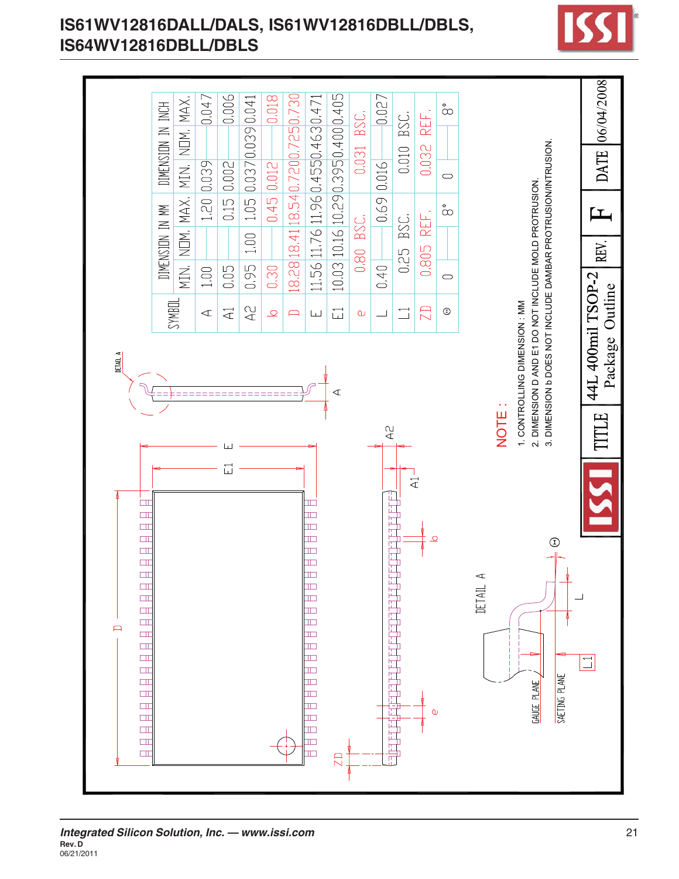| SYMBOL | DIMENSION IN MM | | | DIMENSION IN INCH | | |
|---|---|---|---|---|---|---|
| | MIN. | NOM. | MAX. | MIN. | NOM. | MAX. |
| A | 1.00 | | 1.20 | 0.039 | | 0.047 |
| A1 | 0.05 | | 0.15 | 0.002 | | 0.006 |
| A2 | 0.95 | 1.00 | 1.05 | 0.037 | 0.039 | 0.041 |
| b | 0.30 | | 0.45 | 0.012 | | 0.018 |
| D | 18.28 | 18.41 | 18.54 | 0.720 | 0.725 | 0.730 |
| E | 11.56 | 11.76 | 11.96 | 0.455 | 0.463 | 0.471 |
| E1 | 10.03 | 10.16 | 10.29 | 0.395 | 0.400 | 0.405 |
| e | | 0.80 BSC. | | | 0.031 BSC. | |
| L | 0.40 | | 0.69 | 0.016 | | 0.027 |
| L1 | | 0.25 BSC. | | | 0.010 BSC. | |
| ZD | | 0.805 REF. | | | 0.032 REF. | |
| θ | 0 | | 8° | 0 | | 8° |

NOTE :

1. CONTROLLING DIMENSION : MM
2. DIMENSION D AND E1 DO NOT INCLUDE MOLD PROTRUSION.
3. DIMENSION b DOES NOT INCLUDE DAMBAR PROTRUSION/INTRUSION.

D, E, E1, A, A2, A1, b, e, ZD, DETAIL A, L, L1, θ, GAUGE PLANE, SEATING PLANE

| TITLE | 44L 400mil TSOP-2 Package Outline | REV. | F | DATE | 06/04/2008 |
|---|---|---|---|---|---|